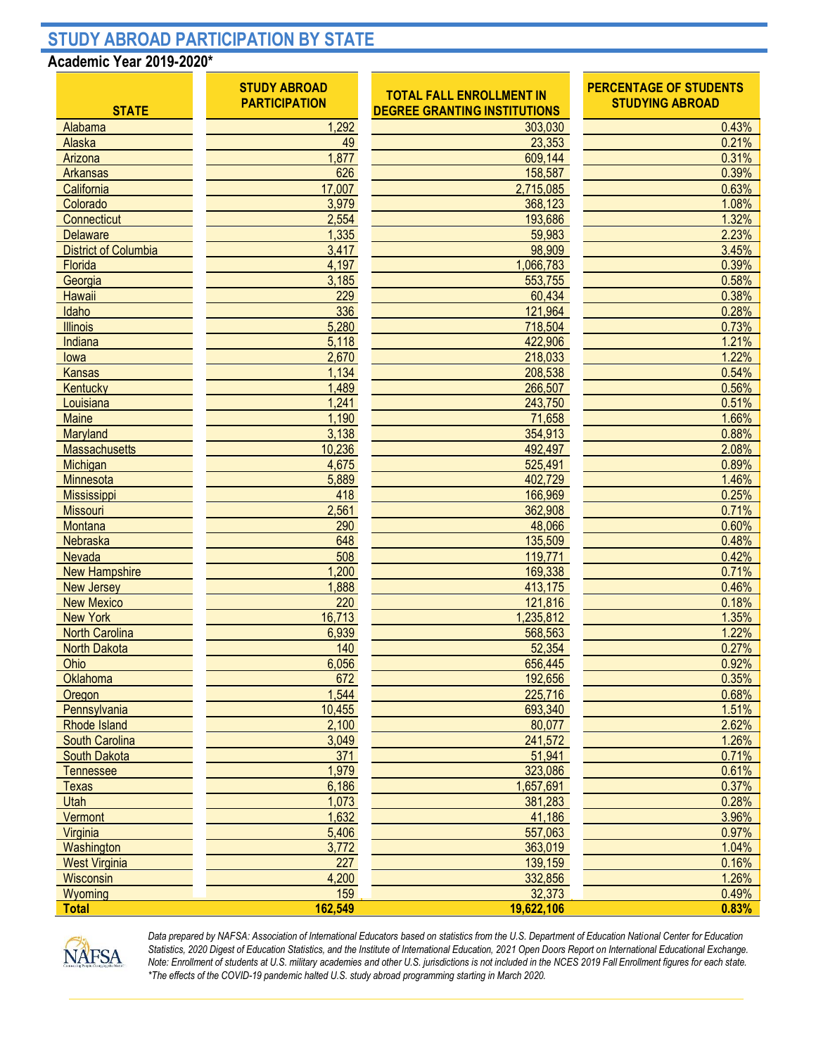# STUDY ABROAD PARTICIPATION BY STATE

## Academic Year 2019-2020*

| STATE | STUDY ABROAD PARTICIPATION | TOTAL FALL ENROLLMENT IN DEGREE GRANTING INSTITUTIONS | PERCENTAGE OF STUDENTS STUDYING ABROAD |
|---|---|---|---|
| Alabama | 1,292 | 303,030 | 0.43% |
| Alaska | 49 | 23,353 | 0.21% |
| Arizona | 1,877 | 609,144 | 0.31% |
| Arkansas | 626 | 158,587 | 0.39% |
| California | 17,007 | 2,715,085 | 0.63% |
| Colorado | 3,979 | 368,123 | 1.08% |
| Connecticut | 2,554 | 193,686 | 1.32% |
| Delaware | 1,335 | 59,983 | 2.23% |
| District of Columbia | 3,417 | 98,909 | 3.45% |
| Florida | 4,197 | 1,066,783 | 0.39% |
| Georgia | 3,185 | 553,755 | 0.58% |
| Hawaii | 229 | 60,434 | 0.38% |
| Idaho | 336 | 121,964 | 0.28% |
| Illinois | 5,280 | 718,504 | 0.73% |
| Indiana | 5,118 | 422,906 | 1.21% |
| Iowa | 2,670 | 218,033 | 1.22% |
| Kansas | 1,134 | 208,538 | 0.54% |
| Kentucky | 1,489 | 266,507 | 0.56% |
| Louisiana | 1,241 | 243,750 | 0.51% |
| Maine | 1,190 | 71,658 | 1.66% |
| Maryland | 3,138 | 354,913 | 0.88% |
| Massachusetts | 10,236 | 492,497 | 2.08% |
| Michigan | 4,675 | 525,491 | 0.89% |
| Minnesota | 5,889 | 402,729 | 1.46% |
| Mississippi | 418 | 166,969 | 0.25% |
| Missouri | 2,561 | 362,908 | 0.71% |
| Montana | 290 | 48,066 | 0.60% |
| Nebraska | 648 | 135,509 | 0.48% |
| Nevada | 508 | 119,771 | 0.42% |
| New Hampshire | 1,200 | 169,338 | 0.71% |
| New Jersey | 1,888 | 413,175 | 0.46% |
| New Mexico | 220 | 121,816 | 0.18% |
| New York | 16,713 | 1,235,812 | 1.35% |
| North Carolina | 6,939 | 568,563 | 1.22% |
| North Dakota | 140 | 52,354 | 0.27% |
| Ohio | 6,056 | 656,445 | 0.92% |
| Oklahoma | 672 | 192,656 | 0.35% |
| Oregon | 1,544 | 225,716 | 0.68% |
| Pennsylvania | 10,455 | 693,340 | 1.51% |
| Rhode Island | 2,100 | 80,077 | 2.62% |
| South Carolina | 3,049 | 241,572 | 1.26% |
| South Dakota | 371 | 51,941 | 0.71% |
| Tennessee | 1,979 | 323,086 | 0.61% |
| Texas | 6,186 | 1,657,691 | 0.37% |
| Utah | 1,073 | 381,283 | 0.28% |
| Vermont | 1,632 | 41,186 | 3.96% |
| Virginia | 5,406 | 557,063 | 0.97% |
| Washington | 3,772 | 363,019 | 1.04% |
| West Virginia | 227 | 139,159 | 0.16% |
| Wisconsin | 4,200 | 332,856 | 1.26% |
| Wyoming | 159 | 32,373 | 0.49% |
| **Total** | **162,549** | **19,622,106** | **0.83%** |

*Data prepared by NAFSA: Association of International Educators based on statistics from the U.S. Department of Education National Center for Education Statistics, 2020 Digest of Education Statistics, and the Institute of International Education, 2021 Open Doors Report on International Educational Exchange. Note: Enrollment of students at U.S. military academies and other U.S. jurisdictions is not included in the NCES 2019 Fall Enrollment figures for each state.*
*\*The effects of the COVID-19 pandemic halted U.S. study abroad programming starting in March 2020.*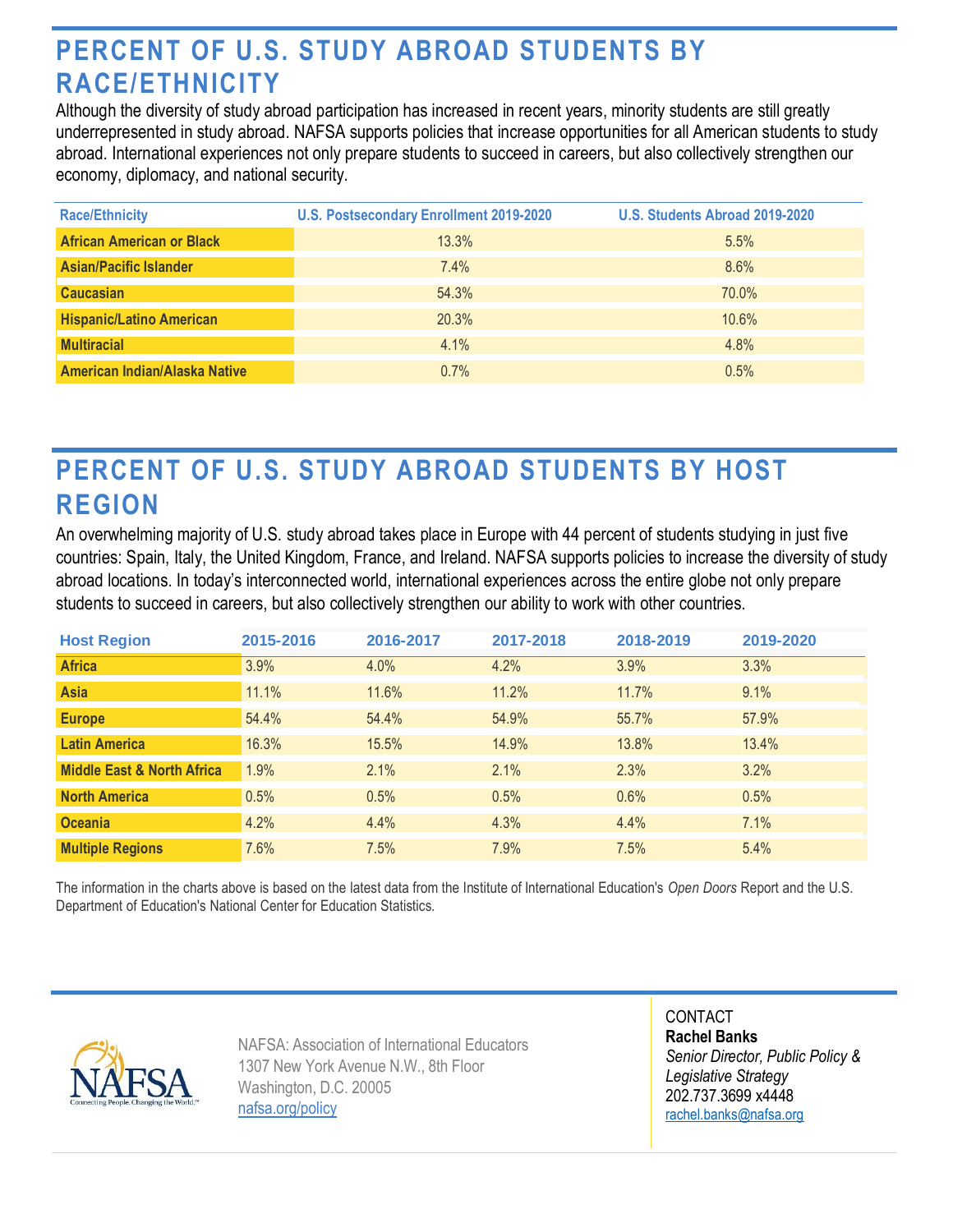## PERCENT OF U.S. STUDY ABROAD STUDENTS BY RACE/ETHNICITY

Although the diversity of study abroad participation has increased in recent years, minority students are still greatly underrepresented in study abroad. NAFSA supports policies that increase opportunities for all American students to study abroad. International experiences not only prepare students to succeed in careers, but also collectively strengthen our economy, diplomacy, and national security.

| Race/Ethnicity | U.S. Postsecondary Enrollment 2019-2020 | U.S. Students Abroad 2019-2020 |
|---|---|---|
| **African American or Black** | 13.3% | 5.5% |
| **Asian/Pacific Islander** | 7.4% | 8.6% |
| **Caucasian** | 54.3% | 70.0% |
| **Hispanic/Latino American** | 20.3% | 10.6% |
| **Multiracial** | 4.1% | 4.8% |
| **American Indian/Alaska Native** | 0.7% | 0.5% |

## PERCENT OF U.S. STUDY ABROAD STUDENTS BY HOST REGION

An overwhelming majority of U.S. study abroad takes place in Europe with 44 percent of students studying in just five countries: Spain, Italy, the United Kingdom, France, and Ireland. NAFSA supports policies to increase the diversity of study abroad locations. In today's interconnected world, international experiences across the entire globe not only prepare students to succeed in careers, but also collectively strengthen our ability to work with other countries.

| Host Region | 2015-2016 | 2016-2017 | 2017-2018 | 2018-2019 | 2019-2020 |
|---|---|---|---|---|---|
| **Africa** | 3.9% | 4.0% | 4.2% | 3.9% | 3.3% |
| **Asia** | 11.1% | 11.6% | 11.2% | 11.7% | 9.1% |
| **Europe** | 54.4% | 54.4% | 54.9% | 55.7% | 57.9% |
| **Latin America** | 16.3% | 15.5% | 14.9% | 13.8% | 13.4% |
| **Middle East & North Africa** | 1.9% | 2.1% | 2.1% | 2.3% | 3.2% |
| **North America** | 0.5% | 0.5% | 0.5% | 0.6% | 0.5% |
| **Oceania** | 4.2% | 4.4% | 4.3% | 4.4% | 7.1% |
| **Multiple Regions** | 7.6% | 7.5% | 7.9% | 7.5% | 5.4% |

The information in the charts above is based on the latest data from the Institute of International Education's *Open Doors* Report and the U.S. Department of Education's National Center for Education Statistics.

NAFSA
Connecting People. Changing the World.™

NAFSA: Association of International Educators
1307 New York Avenue N.W., 8th Floor
Washington, D.C. 20005
nafsa.org/policy

CONTACT
**Rachel Banks**
*Senior Director, Public Policy & Legislative Strategy*
202.737.3699 x4448
rachel.banks@nafsa.org